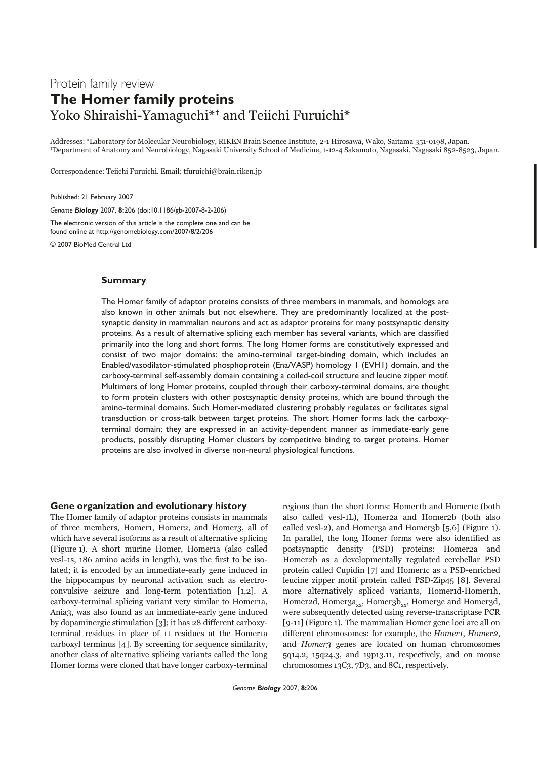Protein family review

# The Homer family proteins

Yoko Shiraishi-Yamaguchi*† and Teiichi Furuichi*

Addresses: *Laboratory for Molecular Neurobiology, RIKEN Brain Science Institute, 2-1 Hirosawa, Wako, Saitama 351-0198, Japan. †Department of Anatomy and Neurobiology, Nagasaki University School of Medicine, 1-12-4 Sakamoto, Nagasaki, Nagasaki 852-8523, Japan.

Correspondence: Teiichi Furuichi. Email: tfuruichi@brain.riken.jp

Published: 21 February 2007

*Genome **Biology*** 2007, **8:**206 (doi:10.1186/gb-2007-8-2-206)

The electronic version of this article is the complete one and can be found online at http://genomebiology.com/2007/8/2/206

© 2007 BioMed Central Ltd

## Summary

The Homer family of adaptor proteins consists of three members in mammals, and homologs are also known in other animals but not elsewhere. They are predominantly localized at the postsynaptic density in mammalian neurons and act as adaptor proteins for many postsynaptic density proteins. As a result of alternative splicing each member has several variants, which are classified primarily into the long and short forms. The long Homer forms are constitutively expressed and consist of two major domains: the amino-terminal target-binding domain, which includes an Enabled/vasodilator-stimulated phosphoprotein (Ena/VASP) homology 1 (EVH1) domain, and the carboxy-terminal self-assembly domain containing a coiled-coil structure and leucine zipper motif. Multimers of long Homer proteins, coupled through their carboxy-terminal domains, are thought to form protein clusters with other postsynaptic density proteins, which are bound through the amino-terminal domains. Such Homer-mediated clustering probably regulates or facilitates signal transduction or cross-talk between target proteins. The short Homer forms lack the carboxy-terminal domain; they are expressed in an activity-dependent manner as immediate-early gene products, possibly disrupting Homer clusters by competitive binding to target proteins. Homer proteins are also involved in diverse non-neural physiological functions.

## Gene organization and evolutionary history

The Homer family of adaptor proteins consists in mammals of three members, Homer1, Homer2, and Homer3, all of which have several isoforms as a result of alternative splicing (Figure 1). A short murine Homer, Homer1a (also called vesl-1s, 186 amino acids in length), was the first to be isolated; it is encoded by an immediate-early gene induced in the hippocampus by neuronal activation such as electroconvulsive seizure and long-term potentiation [1,2]. A carboxy-terminal splicing variant very similar to Homer1a, Ania3, was also found as an immediate-early gene induced by dopaminergic stimulation [3]; it has 28 different carboxy-terminal residues in place of 11 residues at the Homer1a carboxyl terminus [4]. By screening for sequence similarity, another class of alternative splicing variants called the long Homer forms were cloned that have longer carboxy-terminal regions than the short forms: Homer1b and Homer1c (both also called vesl-1L), Homer2a and Homer2b (both also called vesl-2), and Homer3a and Homer3b [5,6] (Figure 1). In parallel, the long Homer forms were also identified as postsynaptic density (PSD) proteins: Homer2a and Homer2b as a developmentally regulated cerebellar PSD protein called Cupidin [7] and Homer1c as a PSD-enriched leucine zipper motif protein called PSD-Zip45 [8]. Several more alternatively spliced variants, Homer1d-Homer1h, Homer2d, Homer3a$_{xx}$, Homer3b$_{xx}$, Homer3c and Homer3d, were subsequently detected using reverse-transcriptase PCR [9-11] (Figure 1). The mammalian Homer gene loci are all on different chromosomes: for example, the *Homer1*, *Homer2*, and *Homer3* genes are located on human chromosomes 5q14.2, 15q24.3, and 19p13.11, respectively, and on mouse chromosomes 13C3, 7D3, and 8C1, respectively.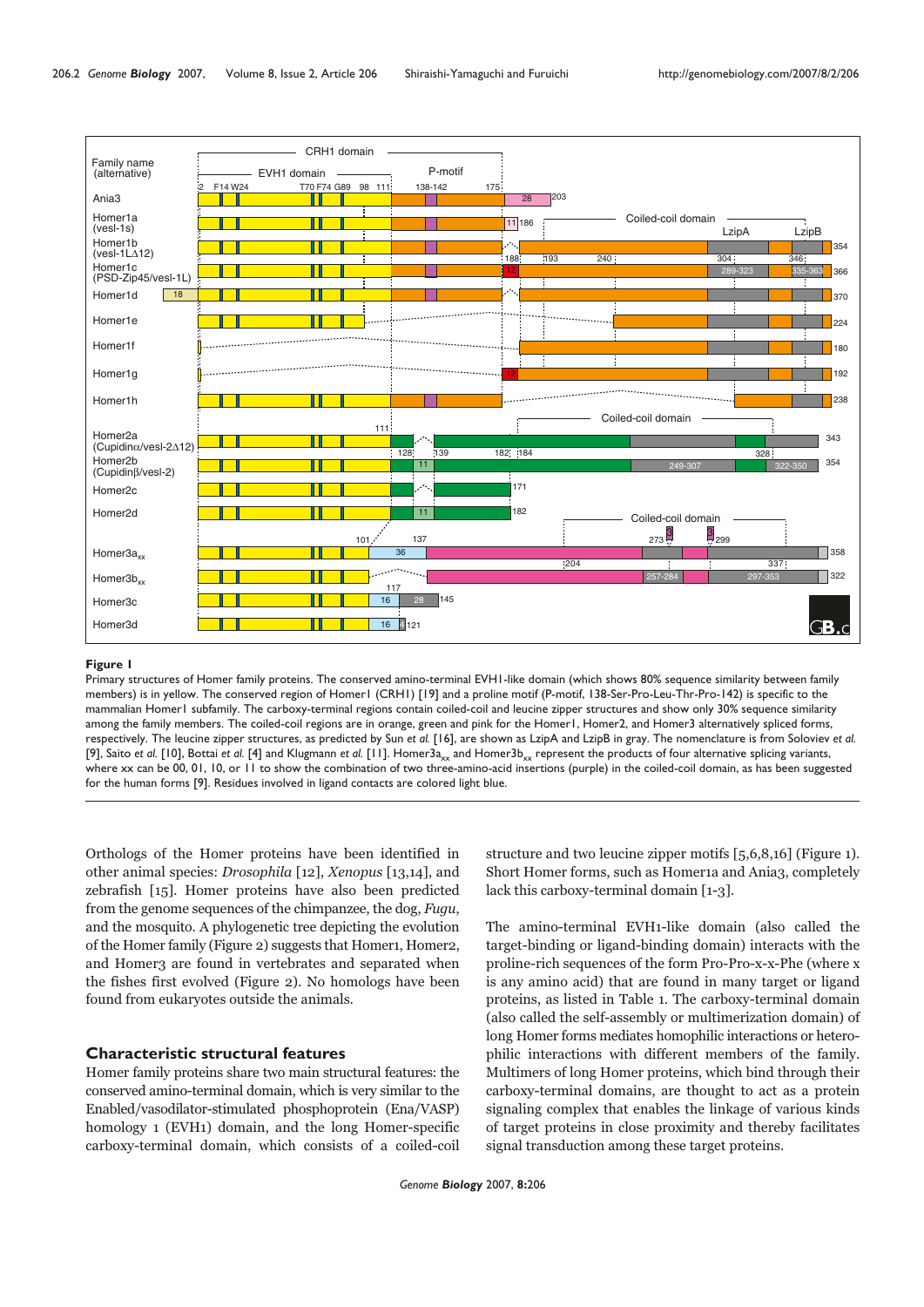**Figure 1**

Primary structures of Homer family proteins. The conserved amino-terminal EVH1-like domain (which shows 80% sequence similarity between family members) is in yellow. The conserved region of Homer1 (CRH1) [19] and a proline motif (P-motif, 138-Ser-Pro-Leu-Thr-Pro-142) is specific to the mammalian Homer1 subfamily. The carboxy-terminal regions contain coiled-coil and leucine zipper structures and show only 30% sequence similarity among the family members. The coiled-coil regions are in orange, green and pink for the Homer1, Homer2, and Homer3 alternatively spliced forms, respectively. The leucine zipper structures, as predicted by Sun *et al.* [16], are shown as LzipA and LzipB in gray. The nomenclature is from Soloviev *et al.* [9], Saito *et al.* [10], Bottai *et al.* [4] and Klugmann *et al.* [11]. Homer3a$_{xx}$ and Homer3b$_{xx}$ represent the products of four alternative splicing variants, where xx can be 00, 01, 10, or 11 to show the combination of two three-amino-acid insertions (purple) in the coiled-coil domain, as has been suggested for the human forms [9]. Residues involved in ligand contacts are colored light blue.

Orthologs of the Homer proteins have been identified in other animal species: *Drosophila* [12], *Xenopus* [13,14], and zebrafish [15]. Homer proteins have also been predicted from the genome sequences of the chimpanzee, the dog, *Fugu*, and the mosquito. A phylogenetic tree depicting the evolution of the Homer family (Figure 2) suggests that Homer1, Homer2, and Homer3 are found in vertebrates and separated when the fishes first evolved (Figure 2). No homologs have been found from eukaryotes outside the animals.

## Characteristic structural features

Homer family proteins share two main structural features: the conserved amino-terminal domain, which is very similar to the Enabled/vasodilator-stimulated phosphoprotein (Ena/VASP) homology 1 (EVH1) domain, and the long Homer-specific carboxy-terminal domain, which consists of a coiled-coil structure and two leucine zipper motifs [5,6,8,16] (Figure 1). Short Homer forms, such as Homer1a and Ania3, completely lack this carboxy-terminal domain [1-3].

The amino-terminal EVH1-like domain (also called the target-binding or ligand-binding domain) interacts with the proline-rich sequences of the form Pro-Pro-x-x-Phe (where x is any amino acid) that are found in many target or ligand proteins, as listed in Table 1. The carboxy-terminal domain (also called the self-assembly or multimerization domain) of long Homer forms mediates homophilic interactions or heterophilic interactions with different members of the family. Multimers of long Homer proteins, which bind through their carboxy-terminal domains, are thought to act as a protein signaling complex that enables the linkage of various kinds of target proteins in close proximity and thereby facilitates signal transduction among these target proteins.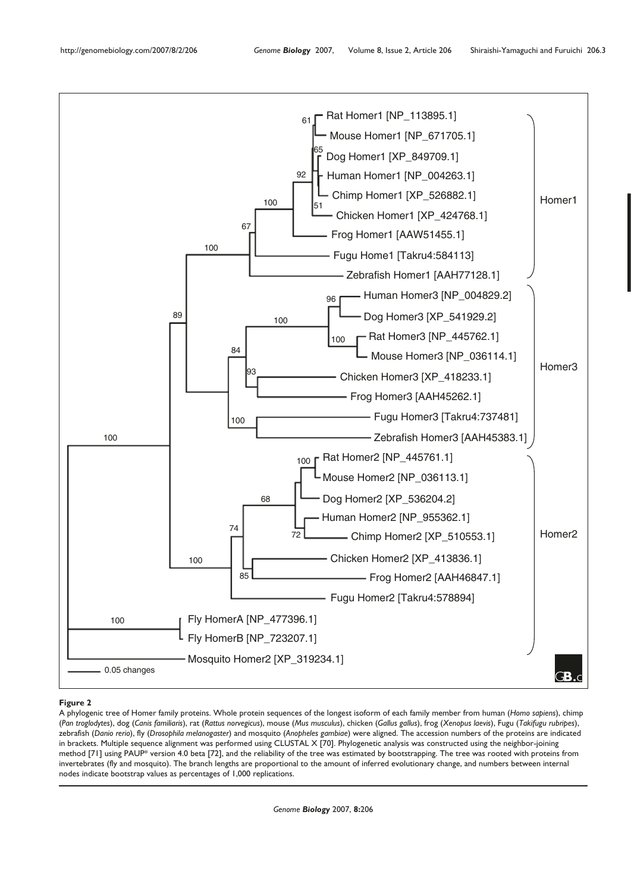**Figure 2**

A phylogenic tree of Homer family proteins. Whole protein sequences of the longest isoform of each family member from human (*Homo sapiens*), chimp (*Pan troglodytes*), dog (*Canis familiaris*), rat (*Rattus norvegicus*), mouse (*Mus musculus*), chicken (*Gallus gallus*), frog (*Xenopus laevis*), Fugu (*Takifugu rubripes*), zebrafish (*Danio rerio*), fly (*Drosophila melanogaster*) and mosquito (*Anopheles gambiae*) were aligned. The accession numbers of the proteins are indicated in brackets. Multiple sequence alignment was performed using CLUSTAL X [70]. Phylogenetic analysis was constructed using the neighbor-joining method [71] using PAUP* version 4.0 beta [72], and the reliability of the tree was estimated by bootstrapping. The tree was rooted with proteins from invertebrates (fly and mosquito). The branch lengths are proportional to the amount of inferred evolutionary change, and numbers between internal nodes indicate bootstrap values as percentages of 1,000 replications.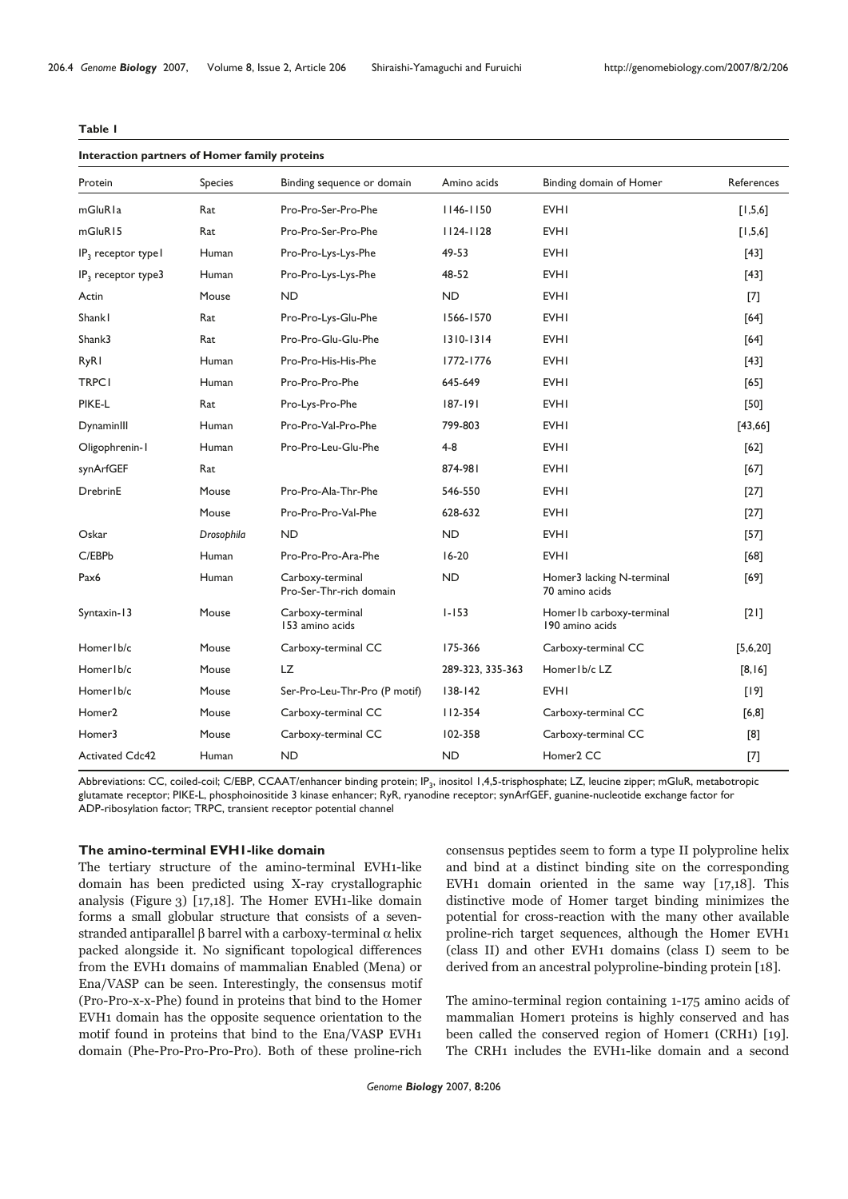**Table 1**

**Interaction partners of Homer family proteins**

| Protein | Species | Binding sequence or domain | Amino acids | Binding domain of Homer | References |
|---|---|---|---|---|---|
| mGluR1a | Rat | Pro-Pro-Ser-Pro-Phe | 1146-1150 | EVH1 | [1,5,6] |
| mGluR15 | Rat | Pro-Pro-Ser-Pro-Phe | 1124-1128 | EVH1 | [1,5,6] |
| $IP_3$ receptor type1 | Human | Pro-Pro-Lys-Lys-Phe | 49-53 | EVH1 | [43] |
| $IP_3$ receptor type3 | Human | Pro-Pro-Lys-Lys-Phe | 48-52 | EVH1 | [43] |
| Actin | Mouse | ND | ND | EVH1 | [7] |
| Shank1 | Rat | Pro-Pro-Lys-Glu-Phe | 1566-1570 | EVH1 | [64] |
| Shank3 | Rat | Pro-Pro-Glu-Glu-Phe | 1310-1314 | EVH1 | [64] |
| RyR1 | Human | Pro-Pro-His-His-Phe | 1772-1776 | EVH1 | [43] |
| TRPC1 | Human | Pro-Pro-Pro-Phe | 645-649 | EVH1 | [65] |
| PIKE-L | Rat | Pro-Lys-Pro-Phe | 187-191 | EVH1 | [50] |
| DynaminIII | Human | Pro-Pro-Val-Pro-Phe | 799-803 | EVH1 | [43,66] |
| Oligophrenin-1 | Human | Pro-Pro-Leu-Glu-Phe | 4-8 | EVH1 | [62] |
| synArfGEF | Rat | | 874-981 | EVH1 | [67] |
| DrebrinE | Mouse | Pro-Pro-Ala-Thr-Phe | 546-550 | EVH1 | [27] |
| | Mouse | Pro-Pro-Pro-Val-Phe | 628-632 | EVH1 | [27] |
| Oskar | *Drosophila* | ND | ND | EVH1 | [57] |
| C/EBPb | Human | Pro-Pro-Pro-Ara-Phe | 16-20 | EVH1 | [68] |
| Pax6 | Human | Carboxy-terminal Pro-Ser-Thr-rich domain | ND | Homer3 lacking N-terminal 70 amino acids | [69] |
| Syntaxin-13 | Mouse | Carboxy-terminal 153 amino acids | 1-153 | Homer1b carboxy-terminal 190 amino acids | [21] |
| Homer1b/c | Mouse | Carboxy-terminal CC | 175-366 | Carboxy-terminal CC | [5,6,20] |
| Homer1b/c | Mouse | LZ | 289-323, 335-363 | Homer1b/c LZ | [8,16] |
| Homer1b/c | Mouse | Ser-Pro-Leu-Thr-Pro (P motif) | 138-142 | EVH1 | [19] |
| Homer2 | Mouse | Carboxy-terminal CC | 112-354 | Carboxy-terminal CC | [6,8] |
| Homer3 | Mouse | Carboxy-terminal CC | 102-358 | Carboxy-terminal CC | [8] |
| Activated Cdc42 | Human | ND | ND | Homer2 CC | [7] |

Abbreviations: CC, coiled-coil; C/EBP, CCAAT/enhancer binding protein; $IP_3$, inositol 1,4,5-trisphosphate; LZ, leucine zipper; mGluR, metabotropic glutamate receptor; PIKE-L, phosphoinositide 3 kinase enhancer; RyR, ryanodine receptor; synArfGEF, guanine-nucleotide exchange factor for ADP-ribosylation factor; TRPC, transient receptor potential channel

### The amino-terminal EVH1-like domain

The tertiary structure of the amino-terminal EVH1-like domain has been predicted using X-ray crystallographic analysis (Figure 3) [17,18]. The Homer EVH1-like domain forms a small globular structure that consists of a seven-stranded antiparallel β barrel with a carboxy-terminal α helix packed alongside it. No significant topological differences from the EVH1 domains of mammalian Enabled (Mena) or Ena/VASP can be seen. Interestingly, the consensus motif (Pro-Pro-x-x-Phe) found in proteins that bind to the Homer EVH1 domain has the opposite sequence orientation to the motif found in proteins that bind to the Ena/VASP EVH1 domain (Phe-Pro-Pro-Pro-Pro). Both of these proline-rich consensus peptides seem to form a type II polyproline helix and bind at a distinct binding site on the corresponding EVH1 domain oriented in the same way [17,18]. This distinctive mode of Homer target binding minimizes the potential for cross-reaction with the many other available proline-rich target sequences, although the Homer EVH1 (class II) and other EVH1 domains (class I) seem to be derived from an ancestral polyproline-binding protein [18].

The amino-terminal region containing 1-175 amino acids of mammalian Homer1 proteins is highly conserved and has been called the conserved region of Homer1 (CRH1) [19]. The CRH1 includes the EVH1-like domain and a second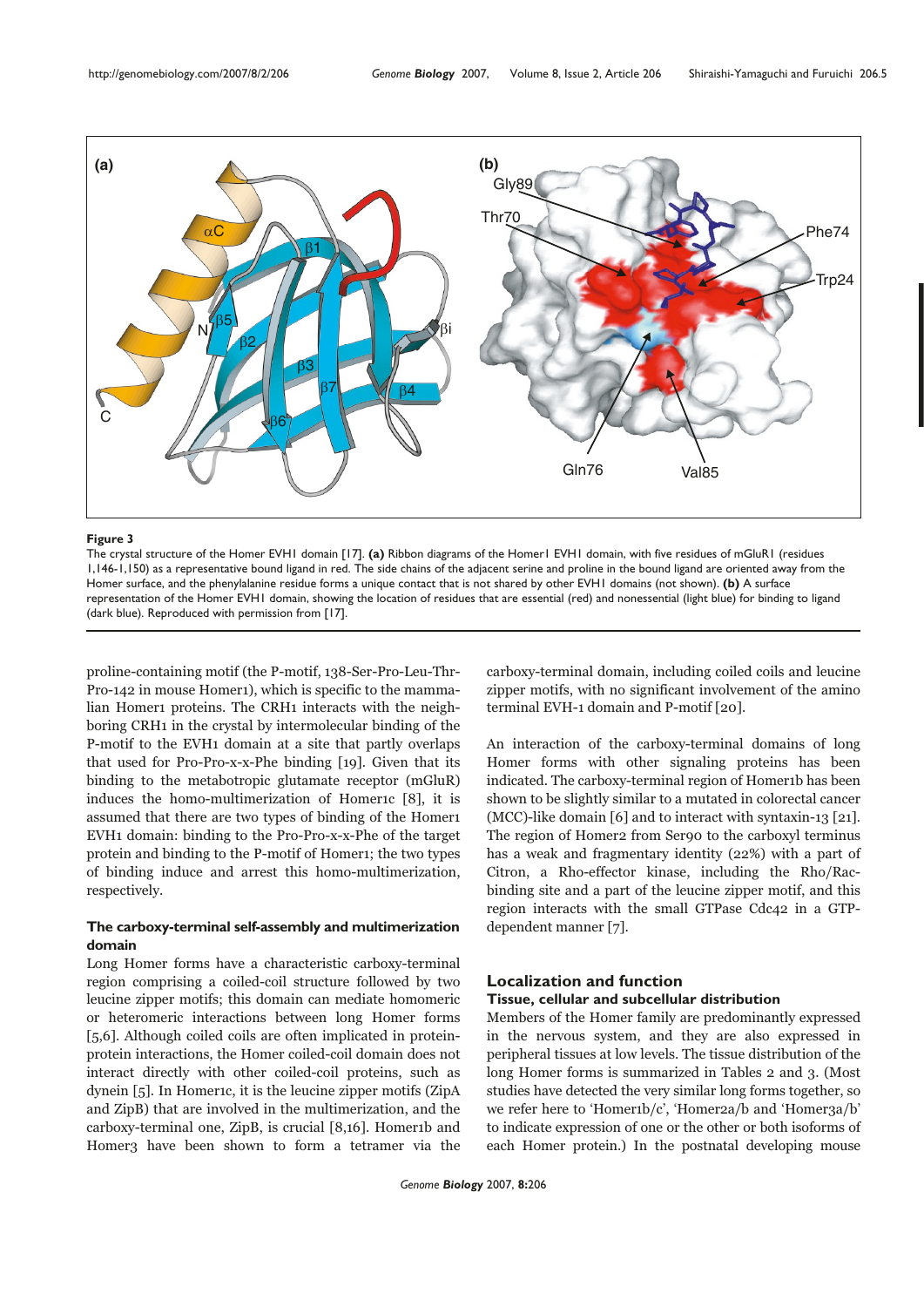**Figure 3**

The crystal structure of the Homer EVH1 domain [17]. **(a)** Ribbon diagrams of the Homer1 EVH1 domain, with five residues of mGluR1 (residues 1,146-1,150) as a representative bound ligand in red. The side chains of the adjacent serine and proline in the bound ligand are oriented away from the Homer surface, and the phenylalanine residue forms a unique contact that is not shared by other EVH1 domains (not shown). **(b)** A surface representation of the Homer EVH1 domain, showing the location of residues that are essential (red) and nonessential (light blue) for binding to ligand (dark blue). Reproduced with permission from [17].

proline-containing motif (the P-motif, 138-Ser-Pro-Leu-Thr-Pro-142 in mouse Homer1), which is specific to the mammalian Homer1 proteins. The CRH1 interacts with the neighboring CRH1 in the crystal by intermolecular binding of the P-motif to the EVH1 domain at a site that partly overlaps that used for Pro-Pro-x-x-Phe binding [19]. Given that its binding to the metabotropic glutamate receptor (mGluR) induces the homo-multimerization of Homer1c [8], it is assumed that there are two types of binding of the Homer1 EVH1 domain: binding to the Pro-Pro-x-x-Phe of the target protein and binding to the P-motif of Homer1; the two types of binding induce and arrest this homo-multimerization, respectively.

### The carboxy-terminal self-assembly and multimerization domain

Long Homer forms have a characteristic carboxy-terminal region comprising a coiled-coil structure followed by two leucine zipper motifs; this domain can mediate homomeric or heteromeric interactions between long Homer forms [5,6]. Although coiled coils are often implicated in protein-protein interactions, the Homer coiled-coil domain does not interact directly with other coiled-coil proteins, such as dynein [5]. In Homer1c, it is the leucine zipper motifs (ZipA and ZipB) that are involved in the multimerization, and the carboxy-terminal one, ZipB, is crucial [8,16]. Homer1b and Homer3 have been shown to form a tetramer via the carboxy-terminal domain, including coiled coils and leucine zipper motifs, with no significant involvement of the amino terminal EVH-1 domain and P-motif [20].

An interaction of the carboxy-terminal domains of long Homer forms with other signaling proteins has been indicated. The carboxy-terminal region of Homer1b has been shown to be slightly similar to a mutated in colorectal cancer (MCC)-like domain [6] and to interact with syntaxin-13 [21]. The region of Homer2 from Ser90 to the carboxyl terminus has a weak and fragmentary identity (22%) with a part of Citron, a Rho-effector kinase, including the Rho/Rac-binding site and a part of the leucine zipper motif, and this region interacts with the small GTPase Cdc42 in a GTP-dependent manner [7].

## Localization and function

### Tissue, cellular and subcellular distribution

Members of the Homer family are predominantly expressed in the nervous system, and they are also expressed in peripheral tissues at low levels. The tissue distribution of the long Homer forms is summarized in Tables 2 and 3. (Most studies have detected the very similar long forms together, so we refer here to 'Homer1b/c', 'Homer2a/b and 'Homer3a/b' to indicate expression of one or the other or both isoforms of each Homer protein.) In the postnatal developing mouse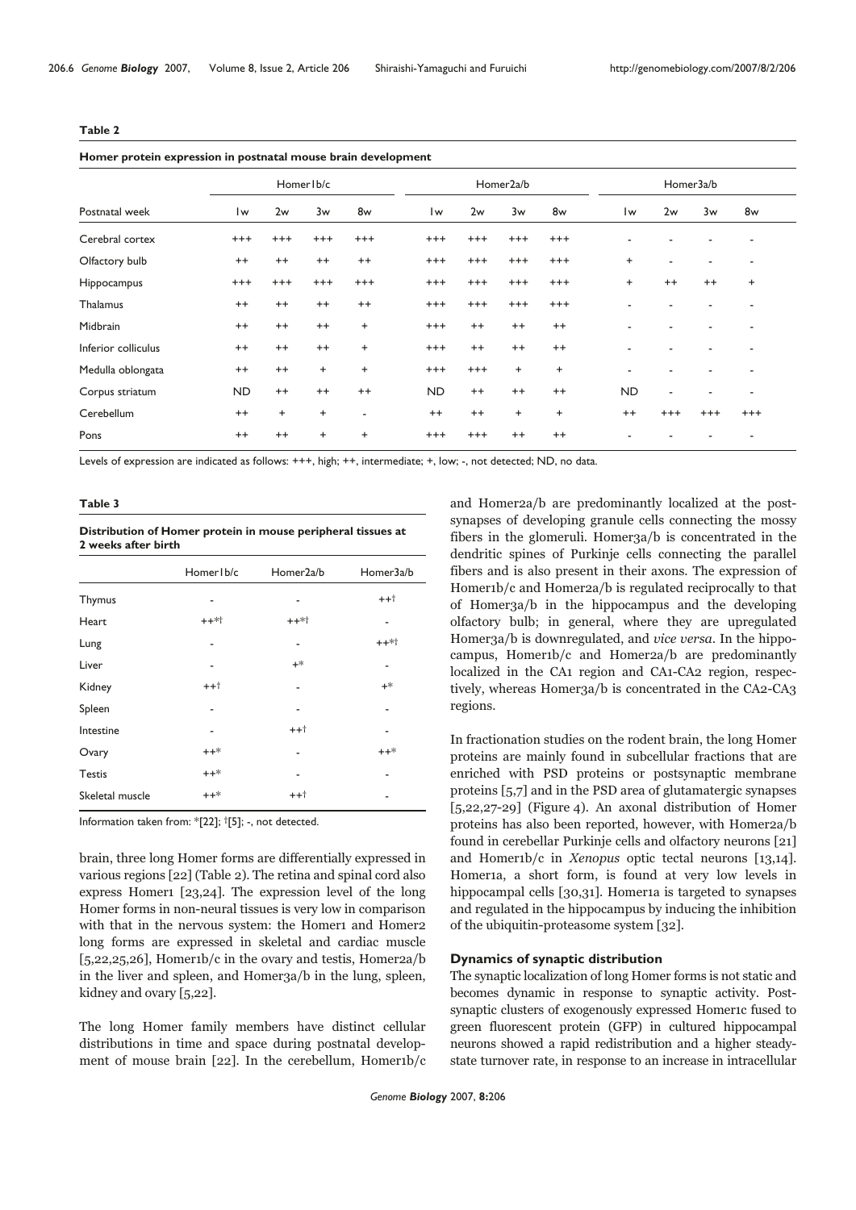**Table 2**

**Homer protein expression in postnatal mouse brain development**

| | Homer1b/c | | | | Homer2a/b | | | | Homer3a/b | | | |
|---|---|---|---|---|---|---|---|---|---|---|---|---|
| Postnatal week | 1w | 2w | 3w | 8w | 1w | 2w | 3w | 8w | 1w | 2w | 3w | 8w |
| Cerebral cortex | +++ | +++ | +++ | +++ | +++ | +++ | +++ | +++ | - | - | - | - |
| Olfactory bulb | ++ | ++ | ++ | ++ | +++ | +++ | +++ | +++ | + | - | - | - |
| Hippocampus | +++ | +++ | +++ | +++ | +++ | +++ | +++ | +++ | + | ++ | ++ | + |
| Thalamus | ++ | ++ | ++ | ++ | +++ | +++ | +++ | +++ | - | - | - | - |
| Midbrain | ++ | ++ | ++ | + | +++ | ++ | ++ | ++ | - | - | - | - |
| Inferior colliculus | ++ | ++ | ++ | + | +++ | ++ | ++ | ++ | - | - | - | - |
| Medulla oblongata | ++ | ++ | + | + | +++ | +++ | + | + | - | - | - | - |
| Corpus striatum | ND | ++ | ++ | ++ | ND | ++ | ++ | ++ | ND | - | - | - |
| Cerebellum | ++ | + | + | - | ++ | ++ | + | + | ++ | +++ | +++ | +++ |
| Pons | ++ | ++ | + | + | +++ | +++ | ++ | ++ | - | - | - | - |

Levels of expression are indicated as follows: +++, high; ++, intermediate; +, low; -, not detected; ND, no data.

**Table 3**

**Distribution of Homer protein in mouse peripheral tissues at 2 weeks after birth**

| | Homer1b/c | Homer2a/b | Homer3a/b |
|---|---|---|---|
| Thymus | - | - | ++† |
| Heart | ++*† | ++*† | - |
| Lung | - | - | ++*† |
| Liver | - | +* | - |
| Kidney | ++† | - | +* |
| Spleen | - | - | - |
| Intestine | - | ++† | - |
| Ovary | ++* | - | ++* |
| Testis | ++* | - | - |
| Skeletal muscle | ++* | ++† | - |

Information taken from: *[22]; †[5]; -, not detected.

brain, three long Homer forms are differentially expressed in various regions [22] (Table 2). The retina and spinal cord also express Homer1 [23,24]. The expression level of the long Homer forms in non-neural tissues is very low in comparison with that in the nervous system: the Homer1 and Homer2 long forms are expressed in skeletal and cardiac muscle [5,22,25,26], Homer1b/c in the ovary and testis, Homer2a/b in the liver and spleen, and Homer3a/b in the lung, spleen, kidney and ovary [5,22].

The long Homer family members have distinct cellular distributions in time and space during postnatal development of mouse brain [22]. In the cerebellum, Homer1b/c and Homer2a/b are predominantly localized at the postsynapses of developing granule cells connecting the mossy fibers in the glomeruli. Homer3a/b is concentrated in the dendritic spines of Purkinje cells connecting the parallel fibers and is also present in their axons. The expression of Homer1b/c and Homer2a/b is regulated reciprocally to that of Homer3a/b in the hippocampus and the developing olfactory bulb; in general, where they are upregulated Homer3a/b is downregulated, and *vice versa*. In the hippocampus, Homer1b/c and Homer2a/b are predominantly localized in the CA1 region and CA1-CA2 region, respectively, whereas Homer3a/b is concentrated in the CA2-CA3 regions.

In fractionation studies on the rodent brain, the long Homer proteins are mainly found in subcellular fractions that are enriched with PSD proteins or postsynaptic membrane proteins [5,7] and in the PSD area of glutamatergic synapses [5,22,27-29] (Figure 4). An axonal distribution of Homer proteins has also been reported, however, with Homer2a/b found in cerebellar Purkinje cells and olfactory neurons [21] and Homer1b/c in *Xenopus* optic tectal neurons [13,14]. Homer1a, a short form, is found at very low levels in hippocampal cells [30,31]. Homer1a is targeted to synapses and regulated in the hippocampus by inducing the inhibition of the ubiquitin-proteasome system [32].

### Dynamics of synaptic distribution

The synaptic localization of long Homer forms is not static and becomes dynamic in response to synaptic activity. Postsynaptic clusters of exogenously expressed Homer1c fused to green fluorescent protein (GFP) in cultured hippocampal neurons showed a rapid redistribution and a higher steady-state turnover rate, in response to an increase in intracellular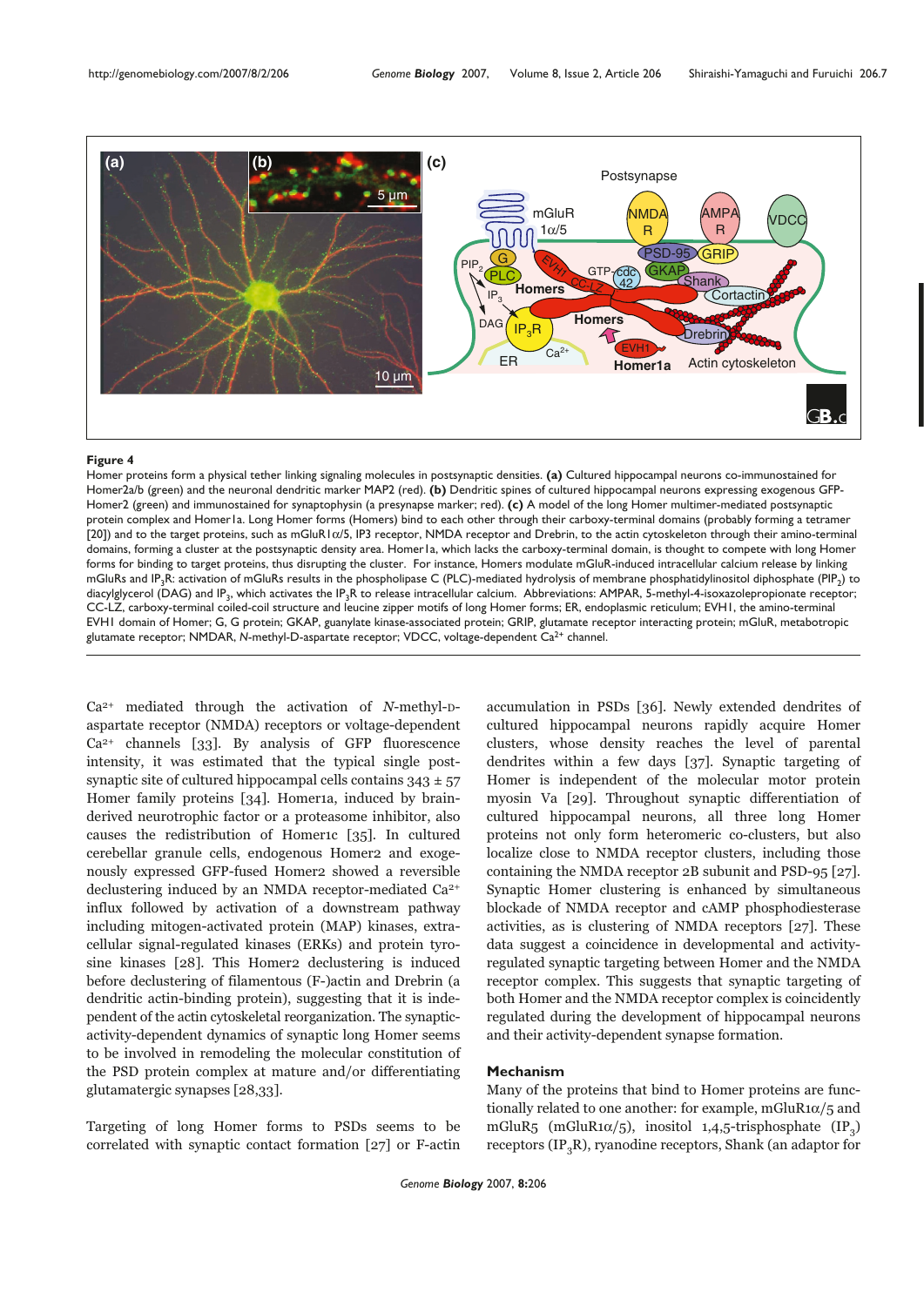**Figure 4**

Homer proteins form a physical tether linking signaling molecules in postsynaptic densities. **(a)** Cultured hippocampal neurons co-immunostained for Homer2a/b (green) and the neuronal dendritic marker MAP2 (red). **(b)** Dendritic spines of cultured hippocampal neurons expressing exogenous GFP-Homer2 (green) and immunostained for synaptophysin (a presynapse marker; red). **(c)** A model of the long Homer multimer-mediated postsynaptic protein complex and Homer1a. Long Homer forms (Homers) bind to each other through their carboxy-terminal domains (probably forming a tetramer [20]) and to the target proteins, such as mGluR1α/5, IP3 receptor, NMDA receptor and Drebrin, to the actin cytoskeleton through their amino-terminal domains, forming a cluster at the postsynaptic density area. Homer1a, which lacks the carboxy-terminal domain, is thought to compete with long Homer forms for binding to target proteins, thus disrupting the cluster. For instance, Homers modulate mGluR-induced intracellular calcium release by linking mGluRs and $IP_3R$: activation of mGluRs results in the phospholipase C (PLC)-mediated hydrolysis of membrane phosphatidylinositol diphosphate ($PIP_2$) to diacylglycerol (DAG) and $IP_3$, which activates the $IP_3R$ to release intracellular calcium. Abbreviations: AMPAR, 5-methyl-4-isoxazolepropionate receptor; CC-LZ, carboxy-terminal coiled-coil structure and leucine zipper motifs of long Homer forms; ER, endoplasmic reticulum; EVH1, the amino-terminal EVH1 domain of Homer; G, G protein; GKAP, guanylate kinase-associated protein; GRIP, glutamate receptor interacting protein; mGluR, metabotropic glutamate receptor; NMDAR, *N*-methyl-D-aspartate receptor; VDCC, voltage-dependent $Ca^{2+}$ channel.

$Ca^{2+}$ mediated through the activation of *N*-methyl-D-aspartate receptor (NMDA) receptors or voltage-dependent $Ca^{2+}$ channels [33]. By analysis of GFP fluorescence intensity, it was estimated that the typical single postsynaptic site of cultured hippocampal cells contains 343 ± 57 Homer family proteins [34]. Homer1a, induced by brain-derived neurotrophic factor or a proteasome inhibitor, also causes the redistribution of Homer1c [35]. In cultured cerebellar granule cells, endogenous Homer2 and exogenously expressed GFP-fused Homer2 showed a reversible declustering induced by an NMDA receptor-mediated $Ca^{2+}$ influx followed by activation of a downstream pathway including mitogen-activated protein (MAP) kinases, extracellular signal-regulated kinases (ERKs) and protein tyrosine kinases [28]. This Homer2 declustering is induced before declustering of filamentous (F-)actin and Drebrin (a dendritic actin-binding protein), suggesting that it is independent of the actin cytoskeletal reorganization. The synaptic-activity-dependent dynamics of synaptic long Homer seems to be involved in remodeling the molecular constitution of the PSD protein complex at mature and/or differentiating glutamatergic synapses [28,33].

Targeting of long Homer forms to PSDs seems to be correlated with synaptic contact formation [27] or F-actin accumulation in PSDs [36]. Newly extended dendrites of cultured hippocampal neurons rapidly acquire Homer clusters, whose density reaches the level of parental dendrites within a few days [37]. Synaptic targeting of Homer is independent of the molecular motor protein myosin Va [29]. Throughout synaptic differentiation of cultured hippocampal neurons, all three long Homer proteins not only form heteromeric co-clusters, but also localize close to NMDA receptor clusters, including those containing the NMDA receptor 2B subunit and PSD-95 [27]. Synaptic Homer clustering is enhanced by simultaneous blockade of NMDA receptor and cAMP phosphodiesterase activities, as is clustering of NMDA receptors [27]. These data suggest a coincidence in developmental and activity-regulated synaptic targeting between Homer and the NMDA receptor complex. This suggests that synaptic targeting of both Homer and the NMDA receptor complex is coincidently regulated during the development of hippocampal neurons and their activity-dependent synapse formation.

## Mechanism

Many of the proteins that bind to Homer proteins are functionally related to one another: for example, mGluR1α/5 and mGluR5 (mGluR1α/5), inositol 1,4,5-trisphosphate ($IP_3$) receptors ($IP_3R$), ryanodine receptors, Shank (an adaptor for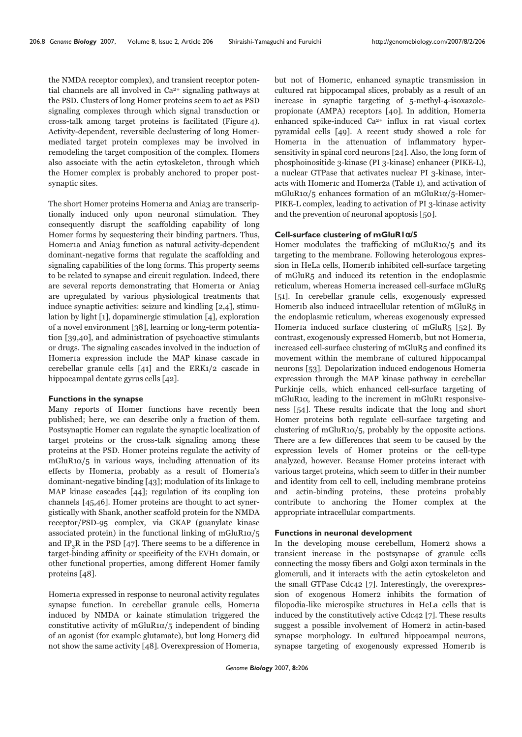the NMDA receptor complex), and transient receptor potential channels are all involved in $Ca^{2+}$ signaling pathways at the PSD. Clusters of long Homer proteins seem to act as PSD signaling complexes through which signal transduction or cross-talk among target proteins is facilitated (Figure 4). Activity-dependent, reversible declustering of long Homer-mediated target protein complexes may be involved in remodeling the target composition of the complex. Homers also associate with the actin cytoskeleton, through which the Homer complex is probably anchored to proper postsynaptic sites.

The short Homer proteins Homer1a and Ania3 are transcriptionally induced only upon neuronal stimulation. They consequently disrupt the scaffolding capability of long Homer forms by sequestering their binding partners. Thus, Homer1a and Ania3 function as natural activity-dependent dominant-negative forms that regulate the scaffolding and signaling capabilities of the long forms. This property seems to be related to synapse and circuit regulation. Indeed, there are several reports demonstrating that Homer1a or Ania3 are upregulated by various physiological treatments that induce synaptic activities: seizure and kindling [2,4], stimulation by light [1], dopaminergic stimulation [4], exploration of a novel environment [38], learning or long-term potentiation [39,40], and administration of psychoactive stimulants or drugs. The signaling cascades involved in the induction of Homer1a expression include the MAP kinase cascade in cerebellar granule cells [41] and the ERK1/2 cascade in hippocampal dentate gyrus cells [42].

### Functions in the synapse

Many reports of Homer functions have recently been published; here, we can describe only a fraction of them. Postsynaptic Homer can regulate the synaptic localization of target proteins or the cross-talk signaling among these proteins at the PSD. Homer proteins regulate the activity of mGluR1α/5 in various ways, including attenuation of its effects by Homer1a, probably as a result of Homer1a's dominant-negative binding [43]; modulation of its linkage to MAP kinase cascades [44]; regulation of its coupling ion channels [45,46]. Homer proteins are thought to act synergistically with Shank, another scaffold protein for the NMDA receptor/PSD-95 complex, via GKAP (guanylate kinase associated protein) in the functional linking of mGluR1α/5 and $IP_3R$ in the PSD [47]. There seems to be a difference in target-binding affinity or specificity of the EVH1 domain, or other functional properties, among different Homer family proteins [48].

Homer1a expressed in response to neuronal activity regulates synapse function. In cerebellar granule cells, Homer1a induced by NMDA or kainate stimulation triggered the constitutive activity of mGluR1α/5 independent of binding of an agonist (for example glutamate), but long Homer3 did not show the same activity [48]. Overexpression of Homer1a, but not of Homer1c, enhanced synaptic transmission in cultured rat hippocampal slices, probably as a result of an increase in synaptic targeting of 5-methyl-4-isoxazole-propionate (AMPA) receptors [40]. In addition, Homer1a enhanced spike-induced $Ca^{2+}$ influx in rat visual cortex pyramidal cells [49]. A recent study showed a role for Homer1a in the attenuation of inflammatory hypersensitivity in spinal cord neurons [24]. Also, the long form of phosphoinositide 3-kinase (PI 3-kinase) enhancer (PIKE-L), a nuclear GTPase that activates nuclear PI 3-kinase, interacts with Homer1c and Homer2a (Table 1), and activation of mGluR1α/5 enhances formation of an mGluR1α/5-Homer-PIKE-L complex, leading to activation of PI 3-kinase activity and the prevention of neuronal apoptosis [50].

### Cell-surface clustering of mGluR1α/5

Homer modulates the trafficking of mGluR1α/5 and its targeting to the membrane. Following heterologous expression in HeLa cells, Homer1b inhibited cell-surface targeting of mGluR5 and induced its retention in the endoplasmic reticulum, whereas Homer1a increased cell-surface mGluR5 [51]. In cerebellar granule cells, exogenously expressed Homer1b also induced intracellular retention of mGluR5 in the endoplasmic reticulum, whereas exogenously expressed Homer1a induced surface clustering of mGluR5 [52]. By contrast, exogenously expressed Homer1b, but not Homer1a, increased cell-surface clustering of mGluR5 and confined its movement within the membrane of cultured hippocampal neurons [53]. Depolarization induced endogenous Homer1a expression through the MAP kinase pathway in cerebellar Purkinje cells, which enhanced cell-surface targeting of mGluR1α, leading to the increment in mGluR1 responsiveness [54]. These results indicate that the long and short Homer proteins both regulate cell-surface targeting and clustering of mGluR1α/5, probably by the opposite actions. There are a few differences that seem to be caused by the expression levels of Homer proteins or the cell-type analyzed, however. Because Homer proteins interact with various target proteins, which seem to differ in their number and identity from cell to cell, including membrane proteins and actin-binding proteins, these proteins probably contribute to anchoring the Homer complex at the appropriate intracellular compartments.

### Functions in neuronal development

In the developing mouse cerebellum, Homer2 shows a transient increase in the postsynapse of granule cells connecting the mossy fibers and Golgi axon terminals in the glomeruli, and it interacts with the actin cytoskeleton and the small GTPase Cdc42 [7]. Interestingly, the overexpression of exogenous Homer2 inhibits the formation of filopodia-like microspike structures in HeLa cells that is induced by the constitutively active Cdc42 [7]. These results suggest a possible involvement of Homer2 in actin-based synapse morphology. In cultured hippocampal neurons, synapse targeting of exogenously expressed Homer1b is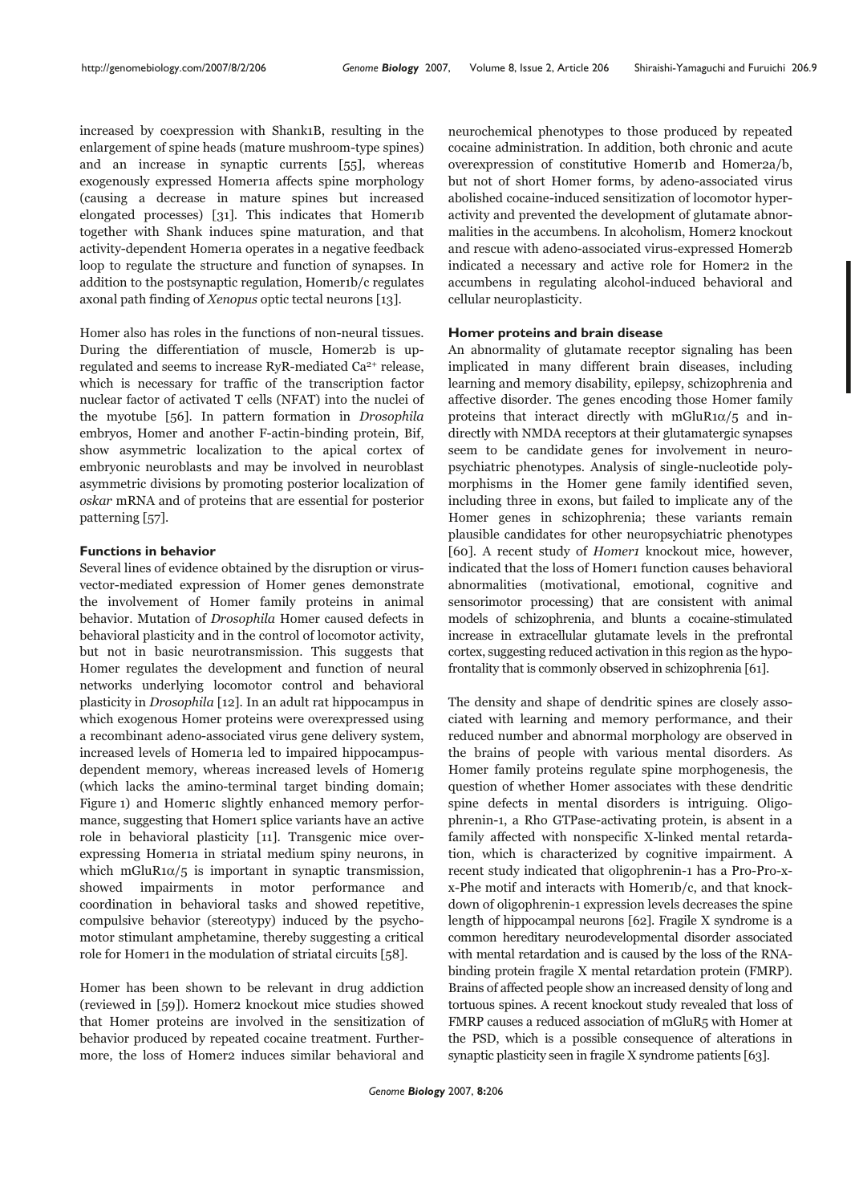increased by coexpression with Shank1B, resulting in the enlargement of spine heads (mature mushroom-type spines) and an increase in synaptic currents [55], whereas exogenously expressed Homer1a affects spine morphology (causing a decrease in mature spines but increased elongated processes) [31]. This indicates that Homer1b together with Shank induces spine maturation, and that activity-dependent Homer1a operates in a negative feedback loop to regulate the structure and function of synapses. In addition to the postsynaptic regulation, Homer1b/c regulates axonal path finding of *Xenopus* optic tectal neurons [13].

Homer also has roles in the functions of non-neural tissues. During the differentiation of muscle, Homer2b is upregulated and seems to increase RyR-mediated $Ca^{2+}$ release, which is necessary for traffic of the transcription factor nuclear factor of activated T cells (NFAT) into the nuclei of the myotube [56]. In pattern formation in *Drosophila* embryos, Homer and another F-actin-binding protein, Bif, show asymmetric localization to the apical cortex of embryonic neuroblasts and may be involved in neuroblast asymmetric divisions by promoting posterior localization of *oskar* mRNA and of proteins that are essential for posterior patterning [57].

### Functions in behavior

Several lines of evidence obtained by the disruption or virus-vector-mediated expression of Homer genes demonstrate the involvement of Homer family proteins in animal behavior. Mutation of *Drosophila* Homer caused defects in behavioral plasticity and in the control of locomotor activity, but not in basic neurotransmission. This suggests that Homer regulates the development and function of neural networks underlying locomotor control and behavioral plasticity in *Drosophila* [12]. In an adult rat hippocampus in which exogenous Homer proteins were overexpressed using a recombinant adeno-associated virus gene delivery system, increased levels of Homer1a led to impaired hippocampus-dependent memory, whereas increased levels of Homer1g (which lacks the amino-terminal target binding domain; Figure 1) and Homer1c slightly enhanced memory performance, suggesting that Homer1 splice variants have an active role in behavioral plasticity [11]. Transgenic mice overexpressing Homer1a in striatal medium spiny neurons, in which mGluR1α/5 is important in synaptic transmission, showed impairments in motor performance and coordination in behavioral tasks and showed repetitive, compulsive behavior (stereotypy) induced by the psychomotor stimulant amphetamine, thereby suggesting a critical role for Homer1 in the modulation of striatal circuits [58].

Homer has been shown to be relevant in drug addiction (reviewed in [59]). Homer2 knockout mice studies showed that Homer proteins are involved in the sensitization of behavior produced by repeated cocaine treatment. Furthermore, the loss of Homer2 induces similar behavioral and neurochemical phenotypes to those produced by repeated cocaine administration. In addition, both chronic and acute overexpression of constitutive Homer1b and Homer2a/b, but not of short Homer forms, by adeno-associated virus abolished cocaine-induced sensitization of locomotor hyperactivity and prevented the development of glutamate abnormalities in the accumbens. In alcoholism, Homer2 knockout and rescue with adeno-associated virus-expressed Homer2b indicated a necessary and active role for Homer2 in the accumbens in regulating alcohol-induced behavioral and cellular neuroplasticity.

### Homer proteins and brain disease

An abnormality of glutamate receptor signaling has been implicated in many different brain diseases, including learning and memory disability, epilepsy, schizophrenia and affective disorder. The genes encoding those Homer family proteins that interact directly with mGluR1α/5 and indirectly with NMDA receptors at their glutamatergic synapses seem to be candidate genes for involvement in neuropsychiatric phenotypes. Analysis of single-nucleotide polymorphisms in the Homer gene family identified seven, including three in exons, but failed to implicate any of the Homer genes in schizophrenia; these variants remain plausible candidates for other neuropsychiatric phenotypes [60]. A recent study of *Homer1* knockout mice, however, indicated that the loss of Homer1 function causes behavioral abnormalities (motivational, emotional, cognitive and sensorimotor processing) that are consistent with animal models of schizophrenia, and blunts a cocaine-stimulated increase in extracellular glutamate levels in the prefrontal cortex, suggesting reduced activation in this region as the hypofrontality that is commonly observed in schizophrenia [61].

The density and shape of dendritic spines are closely associated with learning and memory performance, and their reduced number and abnormal morphology are observed in the brains of people with various mental disorders. As Homer family proteins regulate spine morphogenesis, the question of whether Homer associates with these dendritic spine defects in mental disorders is intriguing. Oligophrenin-1, a Rho GTPase-activating protein, is absent in a family affected with nonspecific X-linked mental retardation, which is characterized by cognitive impairment. A recent study indicated that oligophrenin-1 has a Pro-Pro-x-x-Phe motif and interacts with Homer1b/c, and that knockdown of oligophrenin-1 expression levels decreases the spine length of hippocampal neurons [62]. Fragile X syndrome is a common hereditary neurodevelopmental disorder associated with mental retardation and is caused by the loss of the RNA-binding protein fragile X mental retardation protein (FMRP). Brains of affected people show an increased density of long and tortuous spines. A recent knockout study revealed that loss of FMRP causes a reduced association of mGluR5 with Homer at the PSD, which is a possible consequence of alterations in synaptic plasticity seen in fragile X syndrome patients [63].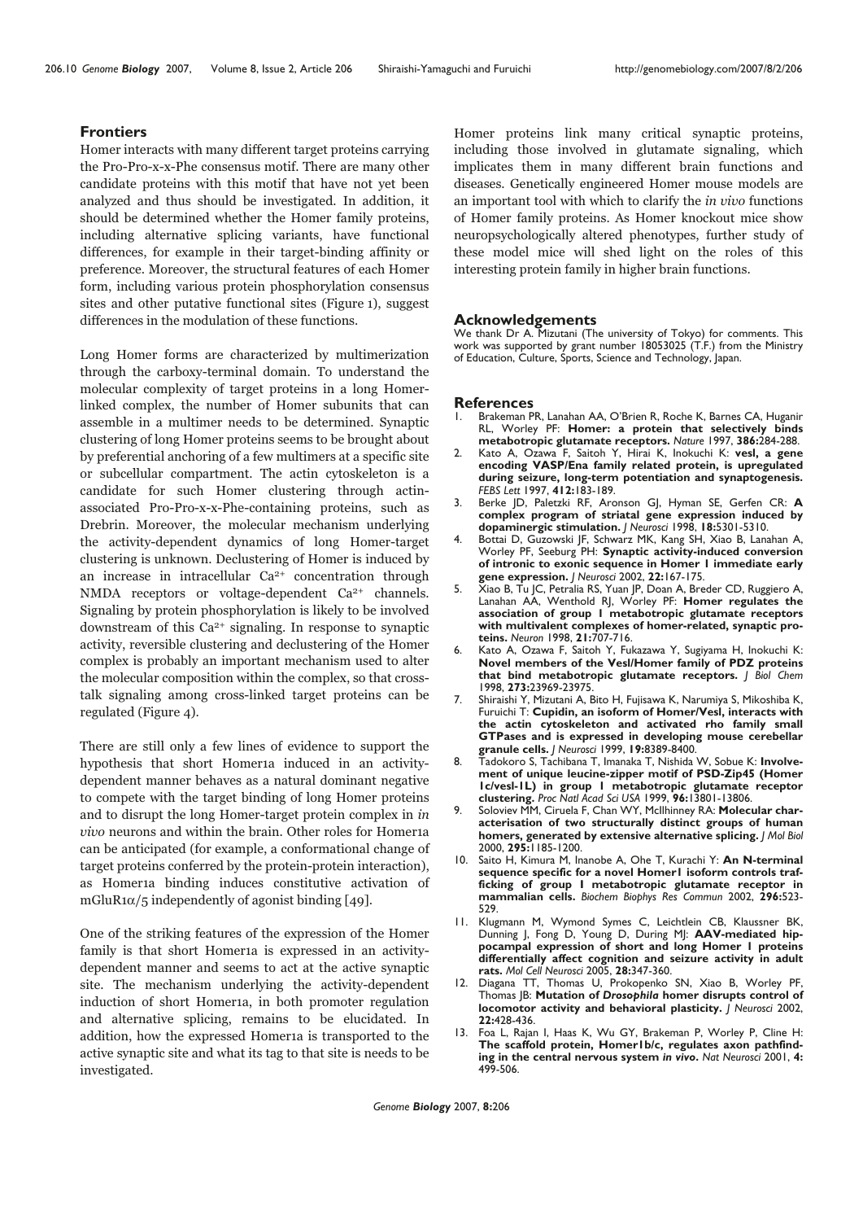## Frontiers

Homer interacts with many different target proteins carrying the Pro-Pro-x-x-Phe consensus motif. There are many other candidate proteins with this motif that have not yet been analyzed and thus should be investigated. In addition, it should be determined whether the Homer family proteins, including alternative splicing variants, have functional differences, for example in their target-binding affinity or preference. Moreover, the structural features of each Homer form, including various protein phosphorylation consensus sites and other putative functional sites (Figure 1), suggest differences in the modulation of these functions.

Long Homer forms are characterized by multimerization through the carboxy-terminal domain. To understand the molecular complexity of target proteins in a long Homer-linked complex, the number of Homer subunits that can assemble in a multimer needs to be determined. Synaptic clustering of long Homer proteins seems to be brought about by preferential anchoring of a few multimers at a specific site or subcellular compartment. The actin cytoskeleton is a candidate for such Homer clustering through actin-associated Pro-Pro-x-x-Phe-containing proteins, such as Drebrin. Moreover, the molecular mechanism underlying the activity-dependent dynamics of long Homer-target clustering is unknown. Declustering of Homer is induced by an increase in intracellular $Ca^{2+}$ concentration through NMDA receptors or voltage-dependent $Ca^{2+}$ channels. Signaling by protein phosphorylation is likely to be involved downstream of this $Ca^{2+}$ signaling. In response to synaptic activity, reversible clustering and declustering of the Homer complex is probably an important mechanism used to alter the molecular composition within the complex, so that cross-talk signaling among cross-linked target proteins can be regulated (Figure 4).

There are still only a few lines of evidence to support the hypothesis that short Homer1a induced in an activity-dependent manner behaves as a natural dominant negative to compete with the target binding of long Homer proteins and to disrupt the long Homer-target protein complex in *in vivo* neurons and within the brain. Other roles for Homer1a can be anticipated (for example, a conformational change of target proteins conferred by the protein-protein interaction), as Homer1a binding induces constitutive activation of mGluR1$\alpha$/5 independently of agonist binding [49].

One of the striking features of the expression of the Homer family is that short Homer1a is expressed in an activity-dependent manner and seems to act at the active synaptic site. The mechanism underlying the activity-dependent induction of short Homer1a, in both promoter regulation and alternative splicing, remains to be elucidated. In addition, how the expressed Homer1a is transported to the active synaptic site and what its tag to that site is needs to be investigated.

Homer proteins link many critical synaptic proteins, including those involved in glutamate signaling, which implicates them in many different brain functions and diseases. Genetically engineered Homer mouse models are an important tool with which to clarify the *in vivo* functions of Homer family proteins. As Homer knockout mice show neuropsychologically altered phenotypes, further study of these model mice will shed light on the roles of this interesting protein family in higher brain functions.

## Acknowledgements

We thank Dr A. Mizutani (The university of Tokyo) for comments. This work was supported by grant number 18053025 (T.F.) from the Ministry of Education, Culture, Sports, Science and Technology, Japan.

## References

1. Brakeman PR, Lanahan AA, O'Brien R, Roche K, Barnes CA, Huganir RL, Worley PF: **Homer: a protein that selectively binds metabotropic glutamate receptors.** *Nature* 1997, **386:**284-288.
2. Kato A, Ozawa F, Saitoh Y, Hirai K, Inokuchi K: **vesl, a gene encoding VASP/Ena family related protein, is upregulated during seizure, long-term potentiation and synaptogenesis.** *FEBS Lett* 1997, **412:**183-189.
3. Berke JD, Paletzki RF, Aronson GJ, Hyman SE, Gerfen CR: **A complex program of striatal gene expression induced by dopaminergic stimulation.** *J Neurosci* 1998, **18:**5301-5310.
4. Bottai D, Guzowski JF, Schwarz MK, Kang SH, Xiao B, Lanahan A, Worley PF, Seeburg PH: **Synaptic activity-induced conversion of intronic to exonic sequence in Homer 1 immediate early gene expression.** *J Neurosci* 2002, **22:**167-175.
5. Xiao B, Tu JC, Petralia RS, Yuan JP, Doan A, Breder CD, Ruggiero A, Lanahan AA, Wenthold RJ, Worley PF: **Homer regulates the association of group 1 metabotropic glutamate receptors with multivalent complexes of homer-related, synaptic proteins.** *Neuron* 1998, **21:**707-716.
6. Kato A, Ozawa F, Saitoh Y, Fukazawa Y, Sugiyama H, Inokuchi K: **Novel members of the Vesl/Homer family of PDZ proteins that bind metabotropic glutamate receptors.** *J Biol Chem* 1998, **273:**23969-23975.
7. Shiraishi Y, Mizutani A, Bito H, Fujisawa K, Narumiya S, Mikoshiba K, Furuichi T: **Cupidin, an isoform of Homer/Vesl, interacts with the actin cytoskeleton and activated rho family small GTPases and is expressed in developing mouse cerebellar granule cells.** *J Neurosci* 1999, **19:**8389-8400.
8. Tadokoro S, Tachibana T, Imanaka T, Nishida W, Sobue K: **Involvement of unique leucine-zipper motif of PSD-Zip45 (Homer 1c/vesl-1L) in group 1 metabotropic glutamate receptor clustering.** *Proc Natl Acad Sci USA* 1999, **96:**13801-13806.
9. Soloviev MM, Ciruela F, Chan WY, McIlhinney RA: **Molecular characterisation of two structurally distinct groups of human homers, generated by extensive alternative splicing.** *J Mol Biol* 2000, **295:**1185-1200.
10. Saito H, Kimura M, Inanobe A, Ohe T, Kurachi Y: **An N-terminal sequence specific for a novel Homer1 isoform controls trafficking of group I metabotropic glutamate receptor in mammalian cells.** *Biochem Biophys Res Commun* 2002, **296:**523-529.
11. Klugmann M, Wymond Symes C, Leichtlein CB, Klaussner BK, Dunning J, Fong D, Young D, During MJ: **AAV-mediated hippocampal expression of short and long Homer 1 proteins differentially affect cognition and seizure activity in adult rats.** *Mol Cell Neurosci* 2005, **28:**347-360.
12. Diagana TT, Thomas U, Prokopenko SN, Xiao B, Worley PF, Thomas JB: **Mutation of *Drosophila* homer disrupts control of locomotor activity and behavioral plasticity.** *J Neurosci* 2002, **22:**428-436.
13. Foa L, Rajan I, Haas K, Wu GY, Brakeman P, Worley P, Cline H: **The scaffold protein, Homer1b/c, regulates axon pathfinding in the central nervous system *in vivo*.** *Nat Neurosci* 2001, **4:** 499-506.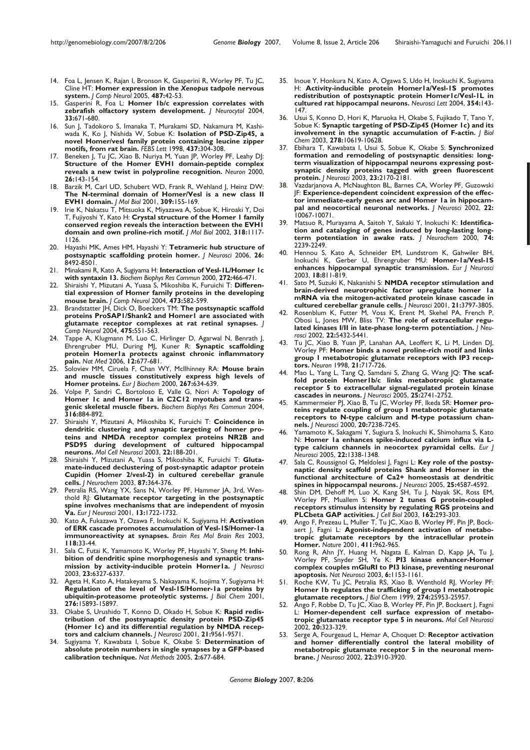14. Foa L, Jensen K, Rajan I, Bronson K, Gasperini R, Worley PF, Tu JC, Cline HT: **Homer expression in the *Xenopus* tadpole nervous system.** *J Comp Neurol* 2005, **487:**42-53.
15. Gasperini R, Foa L: **Homer 1b/c expression correlates with zebrafish olfactory system development.** *J Neurocytol* 2004, **33:**671-680.
16. Sun J, Tadokoro S, Imanaka T, Murakami SD, Nakamura M, Kashiwada K, Ko J, Nishida W, Sobue K: **Isolation of PSD-Zip45, a novel Homer/vesl family protein containing leucine zipper motifs, from rat brain.** *FEBS Lett* 1998, **437:**304-308.
17. Beneken J, Tu JC, Xiao B, Nuriya M, Yuan JP, Worley PF, Leahy DJ: **Structure of the Homer EVH1 domain-peptide complex reveals a new twist in polyproline recognition.** *Neuron* 2000, **26:**143-154.
18. Barzik M, Carl UD, Schubert WD, Frank R, Wehland J, Heinz DW: **The N-terminal domain of Homer/Vesl is a new class II EVH1 domain.** *J Mol Biol* 2001, **309:**155-169.
19. Irie K, Nakatsu T, Mitsuoka K, Miyazawa A, Sobue K, Hiroaki Y, Doi T, Fujiyoshi Y, Kato H: **Crystal structure of the Homer 1 family conserved region reveals the interaction between the EVH1 domain and own proline-rich motif.** *J Mol Biol* 2002, **318:**1117-1126.
20. Hayashi MK, Ames HM, Hayashi Y: **Tetrameric hub structure of postsynaptic scaffolding protein homer.** *J Neurosci* 2006, **26:** 8492-8501.
21. Minakami R, Kato A, Sugiyama H: **Interaction of Vesl-1L/Homer 1c with syntaxin 13.** *Biochem Biophys Res Commun* 2000, **272:**466-471.
22. Shiraishi Y, Mizutani A, Yuasa S, Mikoshiba K, Furuichi T: **Differential expression of Homer family proteins in the developing mouse brain.** *J Comp Neurol* 2004, **473:**582-599.
23. Brandstatter JH, Dick O, Boeckers TM: **The postsynaptic scaffold proteins ProSAP1/Shank2 and Homer1 are associated with glutamate receptor complexes at rat retinal synapses.** *J Comp Neurol* 2004, **475:**551-563.
24. Tappe A, Klugmann M, Luo C, Hirlinger D, Agarwal N, Benrath J, Ehrengruber MU, During MJ, Kuner R: **Synaptic scaffolding protein Homer1a protects against chronic inflammatory pain.** *Nat Med* 2006, **12:**677-681.
25. Soloviev MM, Ciruela F, Chan WY, McIlhinney RA: **Mouse brain and muscle tissues constitutively express high levels of Homer proteins.** *Eur J Biochem* 2000, **267:**634-639.
26. Volpe P, Sandri C, Bortoloso E, Valle G, Nori A: **Topology of Homer 1c and Homer 1a in C2C12 myotubes and transgenic skeletal muscle fibers.** *Biochem Biophys Res Commun* 2004, **316:**884-892.
27. Shiraishi Y, Mizutani A, Mikoshiba K, Furuichi T: **Coincidence in dendritic clustering and synaptic targeting of homer proteins and NMDA receptor complex proteins NR2B and PSD95 during development of cultured hippocampal neurons.** *Mol Cell Neurosci* 2003, **22:**188-201.
28. Shiraishi Y, Mizutani A, Yuasa S, Mikoshiba K, Furuichi T: **Glutamate-induced declustering of post-synaptic adaptor protein Cupidin (Homer 2/vesl-2) in cultured cerebellar granule cells.** *J Neurochem* 2003, **87:**364-376.
29. Petralia RS, Wang YX, Sans N, Worley PF, Hammer JA, 3rd, Wenthold RJ: **Glutamate receptor targeting in the postsynaptic spine involves mechanisms that are independent of myosin Va.** *Eur J Neurosci* 2001, **13:**1722-1732.
30. Kato A, Fukazawa Y, Ozawa F, Inokuchi K, Sugiyama H: **Activation of ERK cascade promotes accumulation of Vesl-1S/Homer-1a immunoreactivity at synapses.** *Brain Res Mol Brain Res* 2003, **118:**33-44.
31. Sala C, Futai K, Yamamoto K, Worley PF, Hayashi Y, Sheng M: **Inhibition of dendritic spine morphogenesis and synaptic transmission by activity-inducible protein Homer1a.** *J Neurosci* 2003, **23:**6327-6337.
32. Ageta H, Kato A, Hatakeyama S, Nakayama K, Isojima Y, Sugiyama H: **Regulation of the level of Vesl-1S/Homer-1a proteins by ubiquitin-proteasome proteolytic systems.** *J Biol Chem* 2001, **276:**15893-15897.
33. Okabe S, Urushido T, Konno D, Okado H, Sobue K: **Rapid redistribution of the postsynaptic density protein PSD-Zip45 (Homer 1c) and its differential regulation by NMDA receptors and calcium channels.** *J Neurosci* 2001, **21:**9561-9571.
34. Sugiyama Y, Kawabata I, Sobue K, Okabe S: **Determination of absolute protein numbers in single synapses by a GFP-based calibration technique.** *Nat Methods* 2005, **2:**677-684.
35. Inoue Y, Honkura N, Kato A, Ogawa S, Udo H, Inokuchi K, Sugiyama H: **Activity-inducible protein Homer1a/Vesl-1S promotes redistribution of postsynaptic protein Homer1c/Vesl-1L in cultured rat hippocampal neurons.** *Neurosci Lett* 2004, **354:**143-147.
36. Usui S, Konno D, Hori K, Maruoka H, Okabe S, Fujikado T, Tano Y, Sobue K: **Synaptic targeting of PSD-Zip45 (Homer 1c) and its involvement in the synaptic accumulation of F-actin.** *J Biol Chem* 2003, **278:**10619-10628.
37. Ebihara T, Kawabata I, Usui S, Sobue K, Okabe S: **Synchronized formation and remodeling of postsynaptic densities: long-term visualization of hippocampal neurons expressing postsynaptic density proteins tagged with green fluorescent protein.** *J Neurosci* 2003, **23:**2170-2181.
38. Vazdarjanova A, McNaughton BL, Barnes CA, Worley PF, Guzowski JF: **Experience-dependent coincident expression of the effector immediate-early genes arc and Homer 1a in hippocampal and neocortical neuronal networks.** *J Neurosci* 2002, **22:** 10067-10071.
39. Matsuo R, Murayama A, Saitoh Y, Sakaki Y, Inokuchi K: **Identification and cataloging of genes induced by long-lasting long-term potentiation in awake rats.** *J Neurochem* 2000, **74:** 2239-2249.
40. Hennou S, Kato A, Schneider EM, Lundstrom K, Gahwiler BH, Inokuchi K, Gerber U, Ehrengruber MU: **Homer-1a/Vesl-1S enhances hippocampal synaptic transmission.** *Eur J Neurosci* 2003, **18:**811-819.
41. Sato M, Suzuki K, Nakanishi S: **NMDA receptor stimulation and brain-derived neurotrophic factor upregulate homer 1a mRNA via the mitogen-activated protein kinase cascade in cultured cerebellar granule cells.** *J Neurosci* 2001, **21:**3797-3805.
42. Rosenblum K, Futter M, Voss K, Erent M, Skehel PA, French P, Obosi L, Jones MW, Bliss TV: **The role of extracellular regulated kinases I/II in late-phase long-term potentiation.** *J Neurosci* 2002, **22:**5432-5441.
43. Tu JC, Xiao B, Yuan JP, Lanahan AA, Leoffert K, Li M, Linden DJ, Worley PF: **Homer binds a novel proline-rich motif and links group 1 metabotropic glutamate receptors with IP3 receptors.** *Neuron* 1998, **21:**717-726.
44. Mao L, Yang L, Tang Q, Samdani S, Zhang G, Wang JQ: **The scaffold protein Homer1b/c links metabotropic glutamate receptor 5 to extracellular signal-regulated protein kinase cascades in neurons.** *J Neurosci* 2005, **25:**2741-2752.
45. Kammermeier PJ, Xiao B, Tu JC, Worley PF, Ikeda SR: **Homer proteins regulate coupling of group I metabotropic glutamate receptors to N-type calcium and M-type potassium channels.** *J Neurosci* 2000, **20:**7238-7245.
46. Yamamoto K, Sakagami Y, Sugiura S, Inokuchi K, Shimohama S, Kato N: **Homer 1a enhances spike-induced calcium influx via L-type calcium channels in neocortex pyramidal cells.** *Eur J Neurosci* 2005, **22:**1338-1348.
47. Sala C, Roussignol G, Meldolesi J, Fagni L: **Key role of the postsynaptic density scaffold proteins Shank and Homer in the functional architecture of Ca2+ homeostasis at dendritic spines in hippocampal neurons.** *J Neurosci* 2005, **25:**4587-4592.
48. Shin DM, Dehoff M, Luo X, Kang SH, Tu J, Nayak SK, Ross EM, Worley PF, Muallem S: **Homer 2 tunes G protein-coupled receptors stimulus intensity by regulating RGS proteins and PLCbeta GAP activities.** *J Cell Biol* 2003, **162:**293-303.
49. Ango F, Prezeau L, Muller T, Tu JC, Xiao B, Worley PF, Pin JP, Bockaert J, Fagni L: **Agonist-independent activation of metabotropic glutamate receptors by the intracellular protein Homer.** *Nature* 2001, **411:**962-965.
50. Rong R, Ahn JY, Huang H, Nagata E, Kalman D, Kapp JA, Tu J, Worley PF, Snyder SH, Ye K: **PI3 kinase enhancer-Homer complex couples mGluRI to PI3 kinase, preventing neuronal apoptosis.** *Nat Neurosci* 2003, **6:**1153-1161.
51. Roche KW, Tu JC, Petralia RS, Xiao B, Wenthold RJ, Worley PF: **Homer 1b regulates the trafficking of group I metabotropic glutamate receptors.** *J Biol Chem* 1999, **274:**25953-25957.
52. Ango F, Robbe D, Tu JC, Xiao B, Worley PF, Pin JP, Bockaert J, Fagni L: **Homer-dependent cell surface expression of metabotropic glutamate receptor type 5 in neurons.** *Mol Cell Neurosci* 2002, **20:**323-329.
53. Serge A, Fourgeaud L, Hemar A, Choquet D: **Receptor activation and homer differentially control the lateral mobility of metabotropic glutamate receptor 5 in the neuronal membrane.** *J Neurosci* 2002, **22:**3910-3920.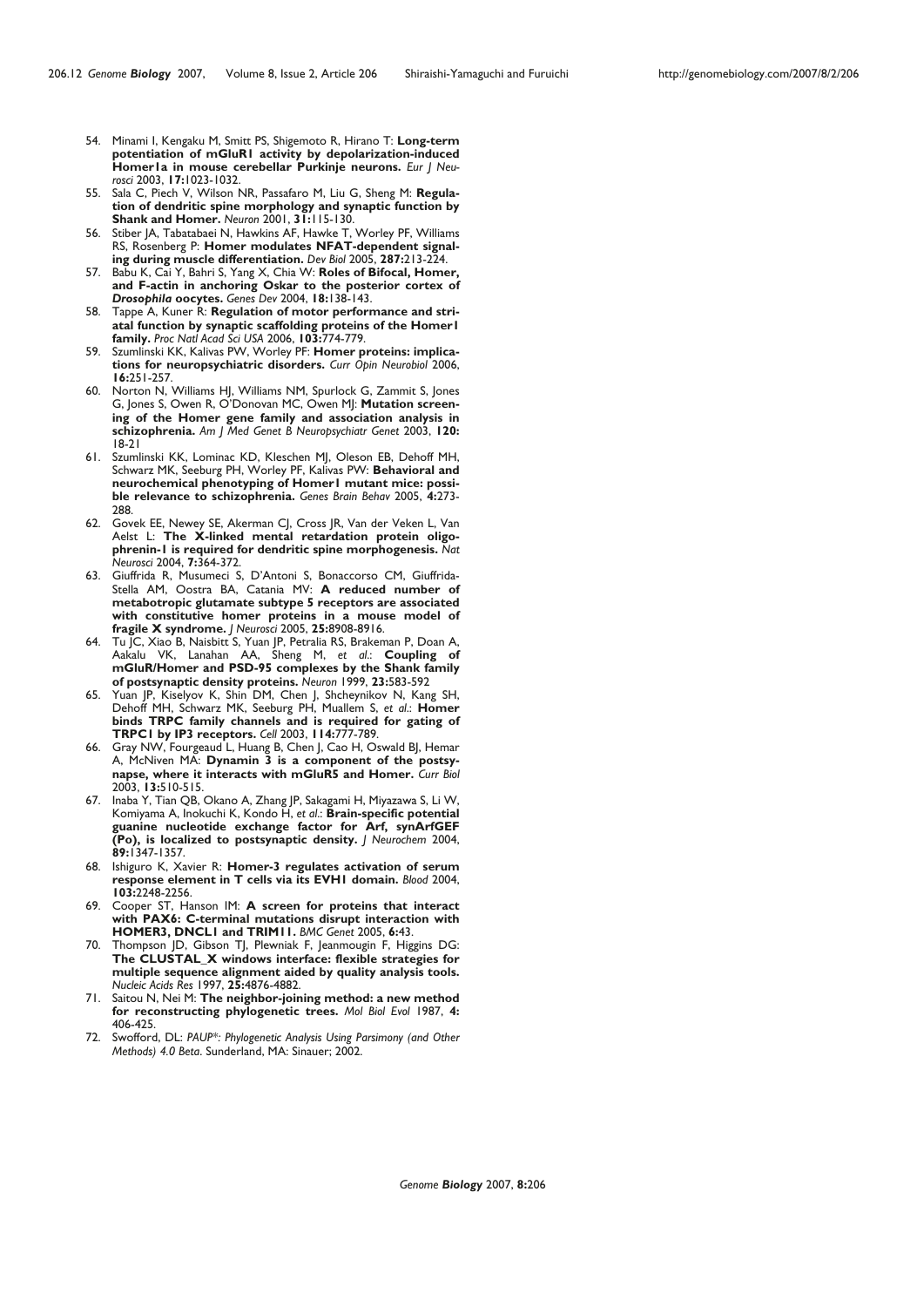54. Minami I, Kengaku M, Smitt PS, Shigemoto R, Hirano T: **Long-term potentiation of mGluR1 activity by depolarization-induced Homer1a in mouse cerebellar Purkinje neurons.** *Eur J Neurosci* 2003, **17:**1023-1032.
55. Sala C, Piech V, Wilson NR, Passafaro M, Liu G, Sheng M: **Regulation of dendritic spine morphology and synaptic function by Shank and Homer.** *Neuron* 2001, **31:**115-130.
56. Stiber JA, Tabatabaei N, Hawkins AF, Hawke T, Worley PF, Williams RS, Rosenberg P: **Homer modulates NFAT-dependent signaling during muscle differentiation.** *Dev Biol* 2005, **287:**213-224.
57. Babu K, Cai Y, Bahri S, Yang X, Chia W: **Roles of Bifocal, Homer, and F-actin in anchoring Oskar to the posterior cortex of *Drosophila* oocytes.** *Genes Dev* 2004, **18:**138-143.
58. Tappe A, Kuner R: **Regulation of motor performance and striatal function by synaptic scaffolding proteins of the Homer1 family.** *Proc Natl Acad Sci USA* 2006, **103:**774-779.
59. Szumlinski KK, Kalivas PW, Worley PF: **Homer proteins: implications for neuropsychiatric disorders.** *Curr Opin Neurobiol* 2006, **16:**251-257.
60. Norton N, Williams HJ, Williams NM, Spurlock G, Zammit S, Jones G, Jones S, Owen R, O'Donovan MC, Owen MJ: **Mutation screening of the Homer gene family and association analysis in schizophrenia.** *Am J Med Genet B Neuropsychiatr Genet* 2003, **120:** 18-21
61. Szumlinski KK, Lominac KD, Kleschen MJ, Oleson EB, Dehoff MH, Schwarz MK, Seeburg PH, Worley PF, Kalivas PW: **Behavioral and neurochemical phenotyping of Homer1 mutant mice: possible relevance to schizophrenia.** *Genes Brain Behav* 2005, **4:**273-288.
62. Govek EE, Newey SE, Akerman CJ, Cross JR, Van der Veken L, Van Aelst L: **The X-linked mental retardation protein oligophrenin-1 is required for dendritic spine morphogenesis.** *Nat Neurosci* 2004, **7:**364-372.
63. Giuffrida R, Musumeci S, D'Antoni S, Bonaccorso CM, Giuffrida-Stella AM, Oostra BA, Catania MV: **A reduced number of metabotropic glutamate subtype 5 receptors are associated with constitutive homer proteins in a mouse model of fragile X syndrome.** *J Neurosci* 2005, **25:**8908-8916.
64. Tu JC, Xiao B, Naisbitt S, Yuan JP, Petralia RS, Brakeman P, Doan A, Aakalu VK, Lanahan AA, Sheng M, *et al.*: **Coupling of mGluR/Homer and PSD-95 complexes by the Shank family of postsynaptic density proteins.** *Neuron* 1999, **23:**583-592
65. Yuan JP, Kiselyov K, Shin DM, Chen J, Shcheynikov N, Kang SH, Dehoff MH, Schwarz MK, Seeburg PH, Muallem S, *et al.*: **Homer binds TRPC family channels and is required for gating of TRPC1 by IP3 receptors.** *Cell* 2003, **114:**777-789.
66. Gray NW, Fourgeaud L, Huang B, Chen J, Cao H, Oswald BJ, Hemar A, McNiven MA: **Dynamin 3 is a component of the postsynapse, where it interacts with mGluR5 and Homer.** *Curr Biol* 2003, **13:**510-515.
67. Inaba Y, Tian QB, Okano A, Zhang JP, Sakagami H, Miyazawa S, Li W, Komiyama A, Inokuchi K, Kondo H, *et al.*: **Brain-specific potential guanine nucleotide exchange factor for Arf, synArfGEF (Po), is localized to postsynaptic density.** *J Neurochem* 2004, **89:**1347-1357.
68. Ishiguro K, Xavier R: **Homer-3 regulates activation of serum response element in T cells via its EVH1 domain.** *Blood* 2004, **103:**2248-2256.
69. Cooper ST, Hanson IM: **A screen for proteins that interact with PAX6: C-terminal mutations disrupt interaction with HOMER3, DNCL1 and TRIM11.** *BMC Genet* 2005, **6:**43.
70. Thompson JD, Gibson TJ, Plewniak F, Jeanmougin F, Higgins DG: **The CLUSTAL_X windows interface: flexible strategies for multiple sequence alignment aided by quality analysis tools.** *Nucleic Acids Res* 1997, **25:**4876-4882.
71. Saitou N, Nei M: **The neighbor-joining method: a new method for reconstructing phylogenetic trees.** *Mol Biol Evol* 1987, **4:** 406-425.
72. Swofford, DL: *PAUP\*: Phylogenetic Analysis Using Parsimony (and Other Methods) 4.0 Beta*. Sunderland, MA: Sinauer; 2002.